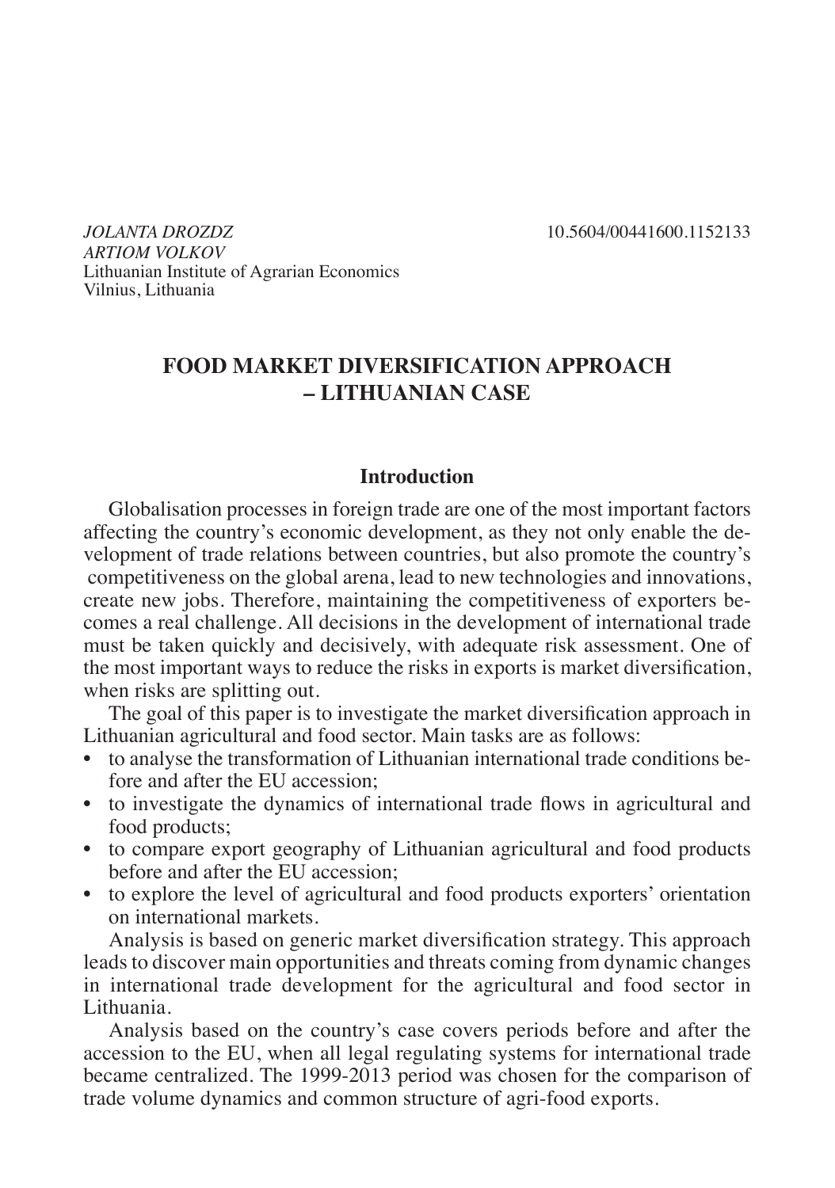*JOLANTA DROZDZ* 10.5604/00441600.1152133
*ARTIOM VOLKOV*
Lithuanian Institute of Agrarian Economics
Vilnius, Lithuania

# FOOD MARKET DIVERSIFICATION APPROACH – LITHUANIAN CASE

## Introduction

Globalisation processes in foreign trade are one of the most important factors affecting the country's economic development, as they not only enable the development of trade relations between countries, but also promote the country's competitiveness on the global arena, lead to new technologies and innovations, create new jobs. Therefore, maintaining the competitiveness of exporters becomes a real challenge. All decisions in the development of international trade must be taken quickly and decisively, with adequate risk assessment. One of the most important ways to reduce the risks in exports is market diversification, when risks are splitting out.

The goal of this paper is to investigate the market diversification approach in Lithuanian agricultural and food sector. Main tasks are as follows:

- to analyse the transformation of Lithuanian international trade conditions before and after the EU accession;
- to investigate the dynamics of international trade flows in agricultural and food products;
- to compare export geography of Lithuanian agricultural and food products before and after the EU accession;
- to explore the level of agricultural and food products exporters' orientation on international markets.

Analysis is based on generic market diversification strategy. This approach leads to discover main opportunities and threats coming from dynamic changes in international trade development for the agricultural and food sector in Lithuania.

Analysis based on the country's case covers periods before and after the accession to the EU, when all legal regulating systems for international trade became centralized. The 1999-2013 period was chosen for the comparison of trade volume dynamics and common structure of agri-food exports.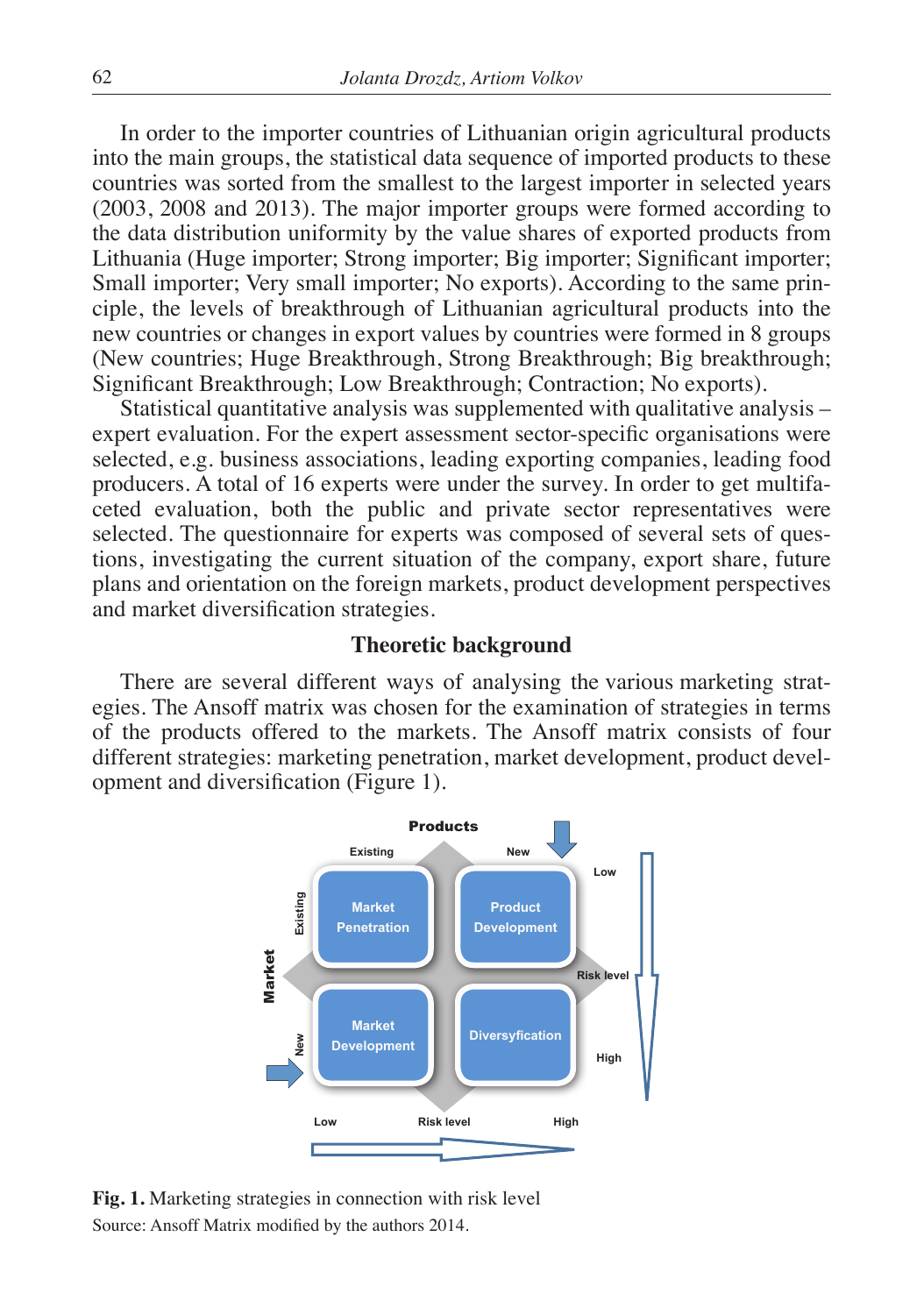In order to the importer countries of Lithuanian origin agricultural products into the main groups, the statistical data sequence of imported products to these countries was sorted from the smallest to the largest importer in selected years (2003, 2008 and 2013). The major importer groups were formed according to the data distribution uniformity by the value shares of exported products from Lithuania (Huge importer; Strong importer; Big importer; Significant importer; Small importer; Very small importer; No exports). According to the same principle, the levels of breakthrough of Lithuanian agricultural products into the new countries or changes in export values by countries were formed in 8 groups (New countries; Huge Breakthrough, Strong Breakthrough; Big breakthrough; Significant Breakthrough; Low Breakthrough; Contraction; No exports).

Statistical quantitative analysis was supplemented with qualitative analysis – expert evaluation. For the expert assessment sector-specific organisations were selected, e.g. business associations, leading exporting companies, leading food producers. A total of 16 experts were under the survey. In order to get multifaceted evaluation, both the public and private sector representatives were selected. The questionnaire for experts was composed of several sets of questions, investigating the current situation of the company, export share, future plans and orientation on the foreign markets, product development perspectives and market diversification strategies.

## Theoretic background

There are several different ways of analysing the various marketing strategies. The Ansoff matrix was chosen for the examination of strategies in terms of the products offered to the markets. The Ansoff matrix consists of four different strategies: marketing penetration, market development, product development and diversification (Figure 1).

**Fig. 1.** Marketing strategies in connection with risk level

Source: Ansoff Matrix modified by the authors 2014.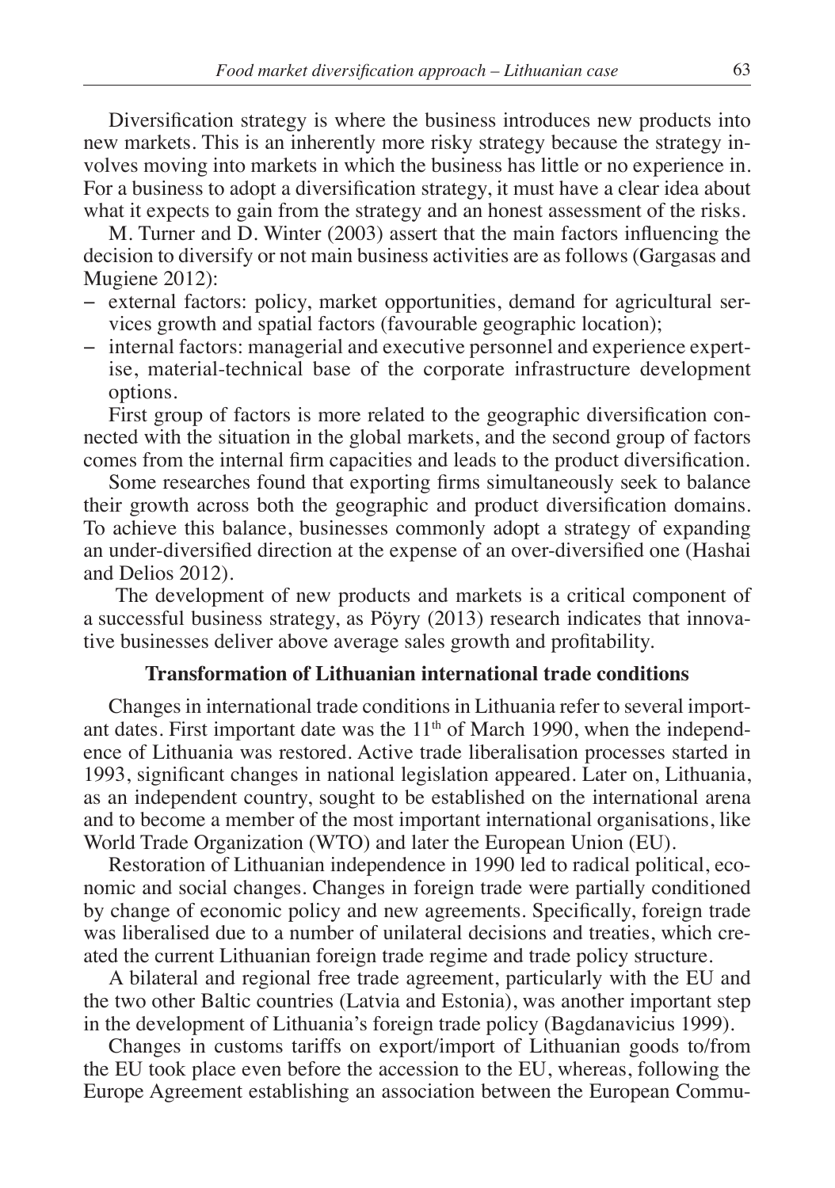Diversification strategy is where the business introduces new products into new markets. This is an inherently more risky strategy because the strategy involves moving into markets in which the business has little or no experience in. For a business to adopt a diversification strategy, it must have a clear idea about what it expects to gain from the strategy and an honest assessment of the risks.

M. Turner and D. Winter (2003) assert that the main factors influencing the decision to diversify or not main business activities are as follows (Gargasas and Mugiene 2012):

- external factors: policy, market opportunities, demand for agricultural services growth and spatial factors (favourable geographic location);
- internal factors: managerial and executive personnel and experience expertise, material-technical base of the corporate infrastructure development options.

First group of factors is more related to the geographic diversification connected with the situation in the global markets, and the second group of factors comes from the internal firm capacities and leads to the product diversification.

Some researches found that exporting firms simultaneously seek to balance their growth across both the geographic and product diversification domains. To achieve this balance, businesses commonly adopt a strategy of expanding an under-diversified direction at the expense of an over-diversified one (Hashai and Delios 2012).

The development of new products and markets is a critical component of a successful business strategy, as Pöyry (2013) research indicates that innovative businesses deliver above average sales growth and profitability.

## Transformation of Lithuanian international trade conditions

Changes in international trade conditions in Lithuania refer to several important dates. First important date was the 11th of March 1990, when the independence of Lithuania was restored. Active trade liberalisation processes started in 1993, significant changes in national legislation appeared. Later on, Lithuania, as an independent country, sought to be established on the international arena and to become a member of the most important international organisations, like World Trade Organization (WTO) and later the European Union (EU).

Restoration of Lithuanian independence in 1990 led to radical political, economic and social changes. Changes in foreign trade were partially conditioned by change of economic policy and new agreements. Specifically, foreign trade was liberalised due to a number of unilateral decisions and treaties, which created the current Lithuanian foreign trade regime and trade policy structure.

A bilateral and regional free trade agreement, particularly with the EU and the two other Baltic countries (Latvia and Estonia), was another important step in the development of Lithuania's foreign trade policy (Bagdanavicius 1999).

Changes in customs tariffs on export/import of Lithuanian goods to/from the EU took place even before the accession to the EU, whereas, following the Europe Agreement establishing an association between the European Commu-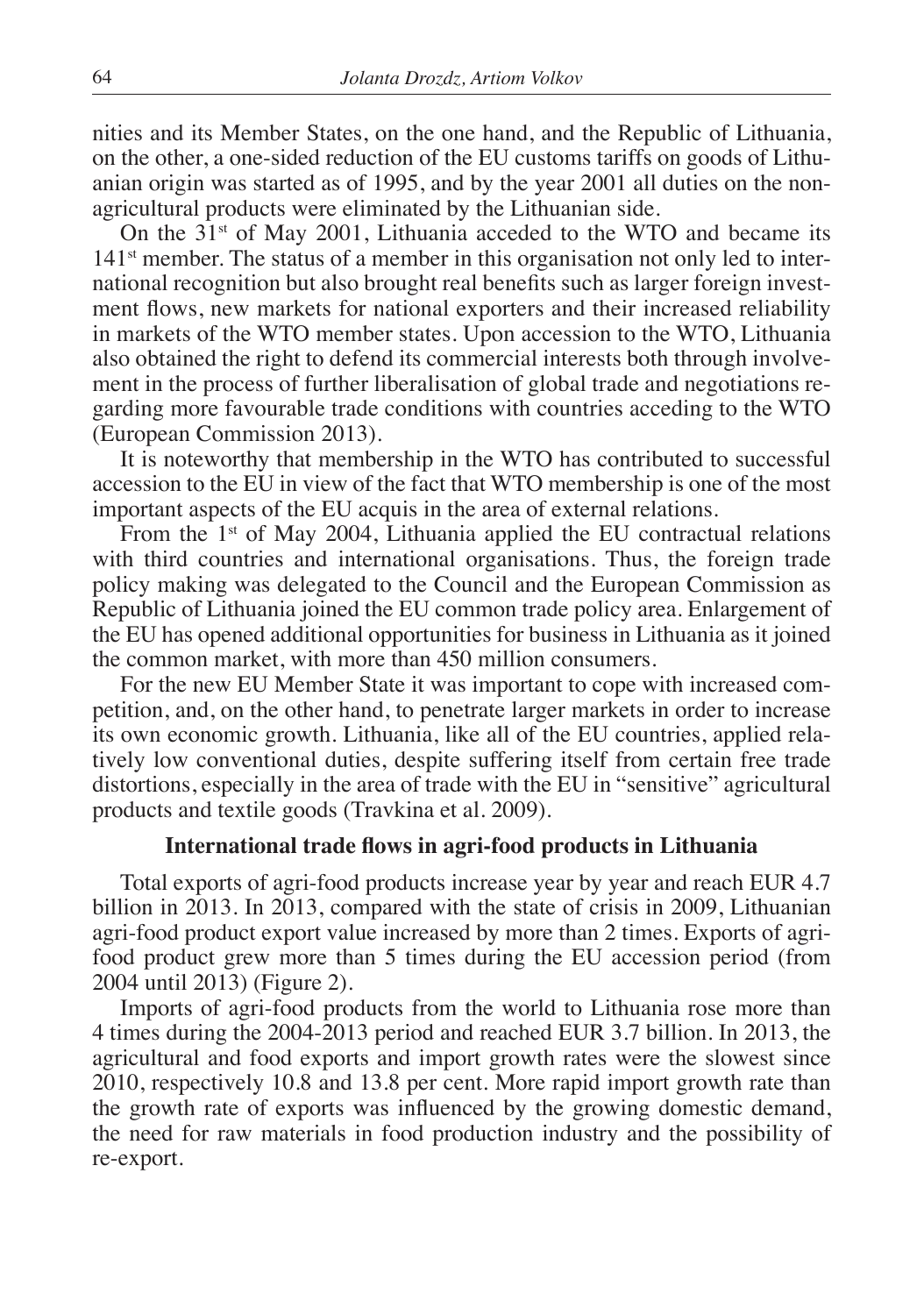nities and its Member States, on the one hand, and the Republic of Lithuania, on the other, a one-sided reduction of the EU customs tariffs on goods of Lithuanian origin was started as of 1995, and by the year 2001 all duties on the non-agricultural products were eliminated by the Lithuanian side.

On the 31st of May 2001, Lithuania acceded to the WTO and became its 141st member. The status of a member in this organisation not only led to international recognition but also brought real benefits such as larger foreign investment flows, new markets for national exporters and their increased reliability in markets of the WTO member states. Upon accession to the WTO, Lithuania also obtained the right to defend its commercial interests both through involvement in the process of further liberalisation of global trade and negotiations regarding more favourable trade conditions with countries acceding to the WTO (European Commission 2013).

It is noteworthy that membership in the WTO has contributed to successful accession to the EU in view of the fact that WTO membership is one of the most important aspects of the EU acquis in the area of external relations.

From the 1st of May 2004, Lithuania applied the EU contractual relations with third countries and international organisations. Thus, the foreign trade policy making was delegated to the Council and the European Commission as Republic of Lithuania joined the EU common trade policy area. Enlargement of the EU has opened additional opportunities for business in Lithuania as it joined the common market, with more than 450 million consumers.

For the new EU Member State it was important to cope with increased competition, and, on the other hand, to penetrate larger markets in order to increase its own economic growth. Lithuania, like all of the EU countries, applied relatively low conventional duties, despite suffering itself from certain free trade distortions, especially in the area of trade with the EU in "sensitive" agricultural products and textile goods (Travkina et al. 2009).

## International trade flows in agri-food products in Lithuania

Total exports of agri-food products increase year by year and reach EUR 4.7 billion in 2013. In 2013, compared with the state of crisis in 2009, Lithuanian agri-food product export value increased by more than 2 times. Exports of agri-food product grew more than 5 times during the EU accession period (from 2004 until 2013) (Figure 2).

Imports of agri-food products from the world to Lithuania rose more than 4 times during the 2004-2013 period and reached EUR 3.7 billion. In 2013, the agricultural and food exports and import growth rates were the slowest since 2010, respectively 10.8 and 13.8 per cent. More rapid import growth rate than the growth rate of exports was influenced by the growing domestic demand, the need for raw materials in food production industry and the possibility of re-export.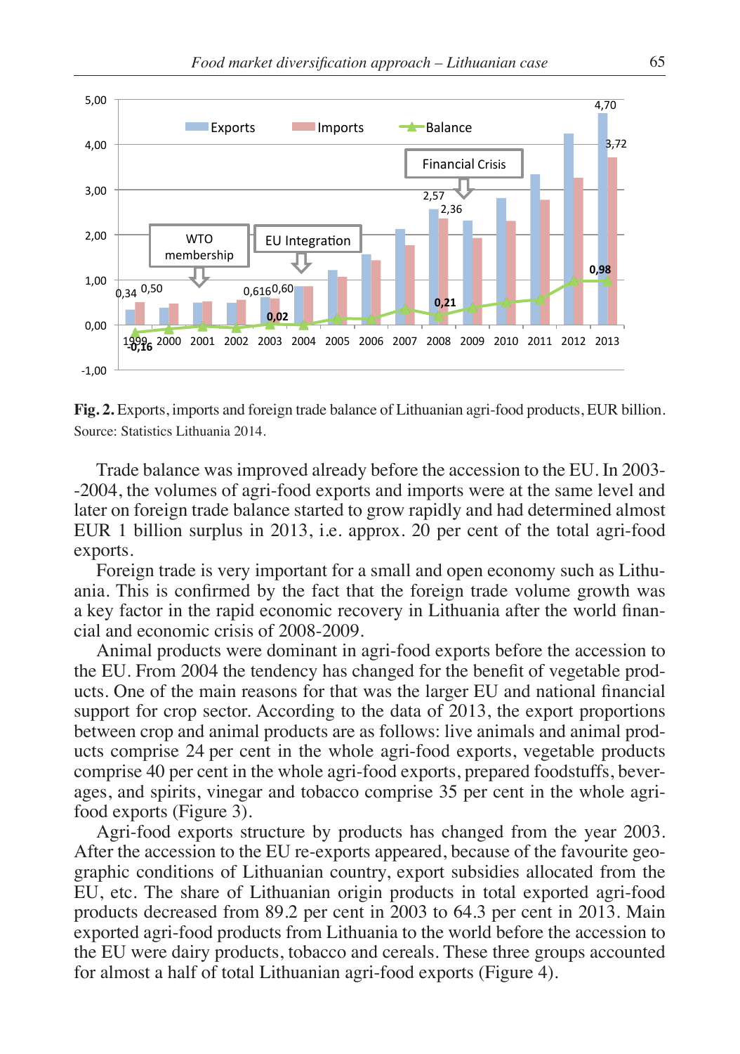**Fig. 2.** Exports, imports and foreign trade balance of Lithuanian agri-food products, EUR billion. Source: Statistics Lithuania 2014.

Trade balance was improved already before the accession to the EU. In 2003-2004, the volumes of agri-food exports and imports were at the same level and later on foreign trade balance started to grow rapidly and had determined almost EUR 1 billion surplus in 2013, i.e. approx. 20 per cent of the total agri-food exports.

Foreign trade is very important for a small and open economy such as Lithuania. This is confirmed by the fact that the foreign trade volume growth was a key factor in the rapid economic recovery in Lithuania after the world financial and economic crisis of 2008-2009.

Animal products were dominant in agri-food exports before the accession to the EU. From 2004 the tendency has changed for the benefit of vegetable products. One of the main reasons for that was the larger EU and national financial support for crop sector. According to the data of 2013, the export proportions between crop and animal products are as follows: live animals and animal products comprise 24 per cent in the whole agri-food exports, vegetable products comprise 40 per cent in the whole agri-food exports, prepared foodstuffs, beverages, and spirits, vinegar and tobacco comprise 35 per cent in the whole agri-food exports (Figure 3).

Agri-food exports structure by products has changed from the year 2003. After the accession to the EU re-exports appeared, because of the favourite geographic conditions of Lithuanian country, export subsidies allocated from the EU, etc. The share of Lithuanian origin products in total exported agri-food products decreased from 89.2 per cent in 2003 to 64.3 per cent in 2013. Main exported agri-food products from Lithuania to the world before the accession to the EU were dairy products, tobacco and cereals. These three groups accounted for almost a half of total Lithuanian agri-food exports (Figure 4).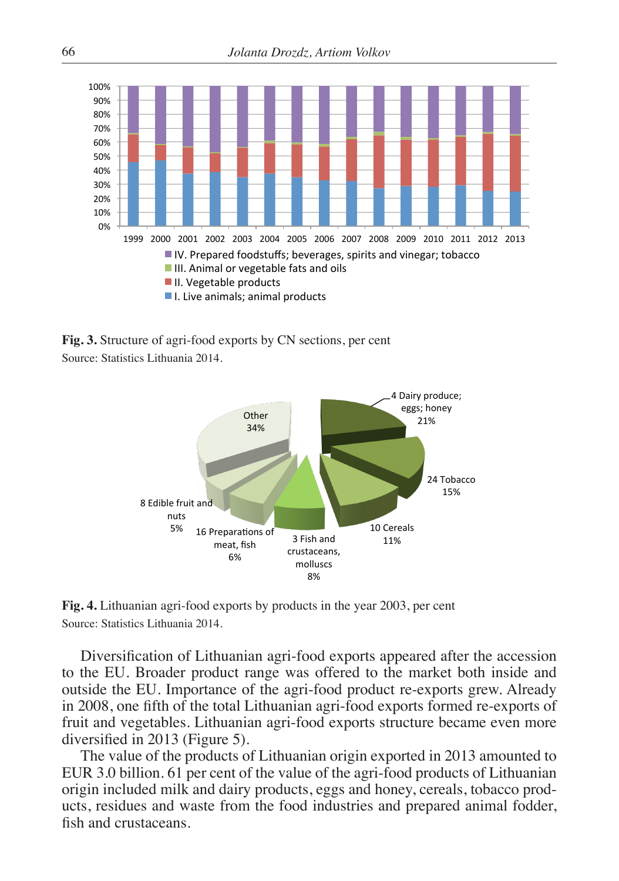**Fig. 3.** Structure of agri-food exports by CN sections, per cent
Source: Statistics Lithuania 2014.

**Fig. 4.** Lithuanian agri-food exports by products in the year 2003, per cent
Source: Statistics Lithuania 2014.

Diversification of Lithuanian agri-food exports appeared after the accession to the EU. Broader product range was offered to the market both inside and outside the EU. Importance of the agri-food product re-exports grew. Already in 2008, one fifth of the total Lithuanian agri-food exports formed re-exports of fruit and vegetables. Lithuanian agri-food exports structure became even more diversified in 2013 (Figure 5).

The value of the products of Lithuanian origin exported in 2013 amounted to EUR 3.0 billion. 61 per cent of the value of the agri-food products of Lithuanian origin included milk and dairy products, eggs and honey, cereals, tobacco products, residues and waste from the food industries and prepared animal fodder, fish and crustaceans.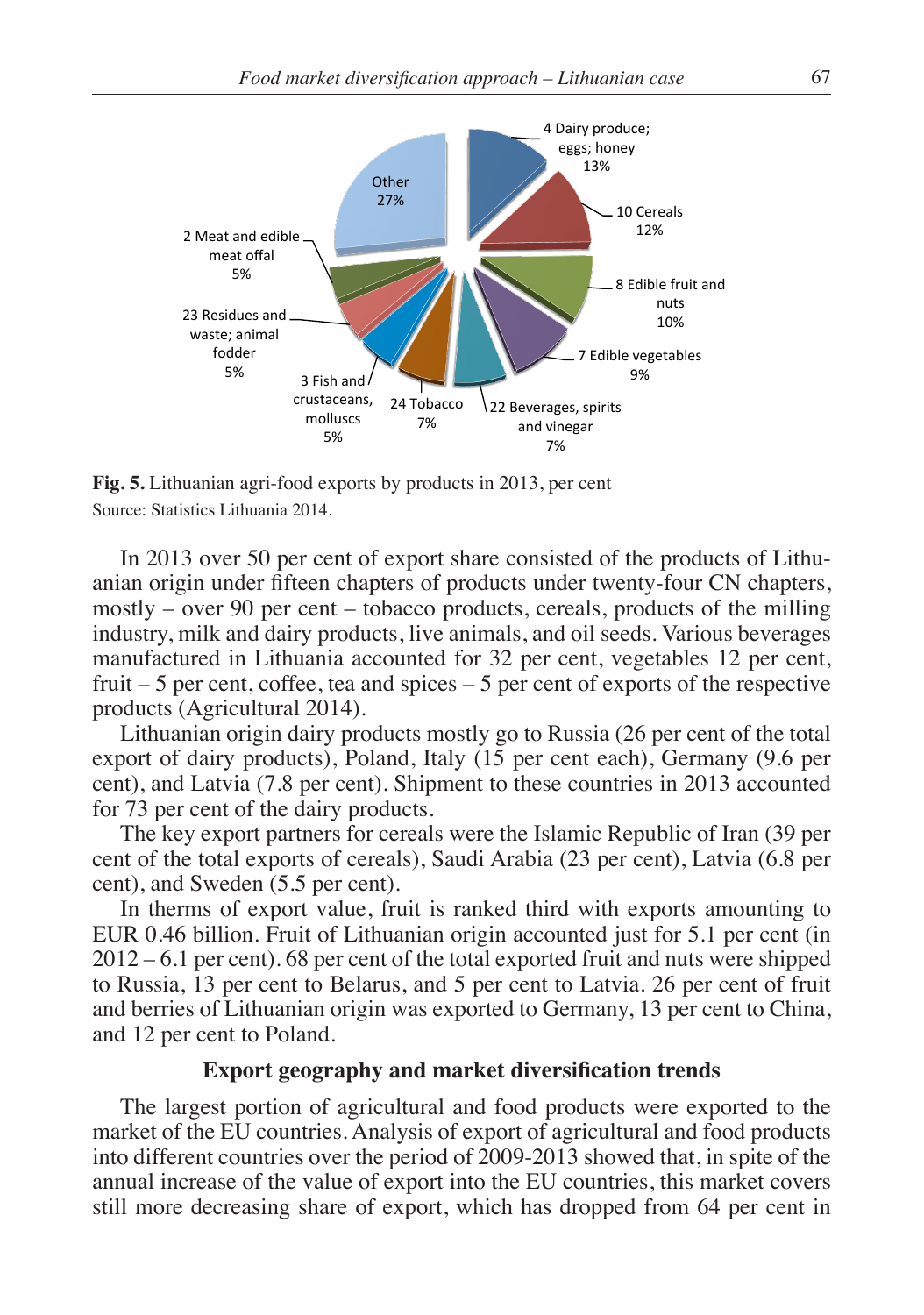**Fig. 5.** Lithuanian agri-food exports by products in 2013, per cent
Source: Statistics Lithuania 2014.

In 2013 over 50 per cent of export share consisted of the products of Lithuanian origin under fifteen chapters of products under twenty-four CN chapters, mostly – over 90 per cent – tobacco products, cereals, products of the milling industry, milk and dairy products, live animals, and oil seeds. Various beverages manufactured in Lithuania accounted for 32 per cent, vegetables 12 per cent, fruit – 5 per cent, coffee, tea and spices – 5 per cent of exports of the respective products (Agricultural 2014).

Lithuanian origin dairy products mostly go to Russia (26 per cent of the total export of dairy products), Poland, Italy (15 per cent each), Germany (9.6 per cent), and Latvia (7.8 per cent). Shipment to these countries in 2013 accounted for 73 per cent of the dairy products.

The key export partners for cereals were the Islamic Republic of Iran (39 per cent of the total exports of cereals), Saudi Arabia (23 per cent), Latvia (6.8 per cent), and Sweden (5.5 per cent).

In therms of export value, fruit is ranked third with exports amounting to EUR 0.46 billion. Fruit of Lithuanian origin accounted just for 5.1 per cent (in 2012 – 6.1 per cent). 68 per cent of the total exported fruit and nuts were shipped to Russia, 13 per cent to Belarus, and 5 per cent to Latvia. 26 per cent of fruit and berries of Lithuanian origin was exported to Germany, 13 per cent to China, and 12 per cent to Poland.

## Export geography and market diversification trends

The largest portion of agricultural and food products were exported to the market of the EU countries. Analysis of export of agricultural and food products into different countries over the period of 2009-2013 showed that, in spite of the annual increase of the value of export into the EU countries, this market covers still more decreasing share of export, which has dropped from 64 per cent in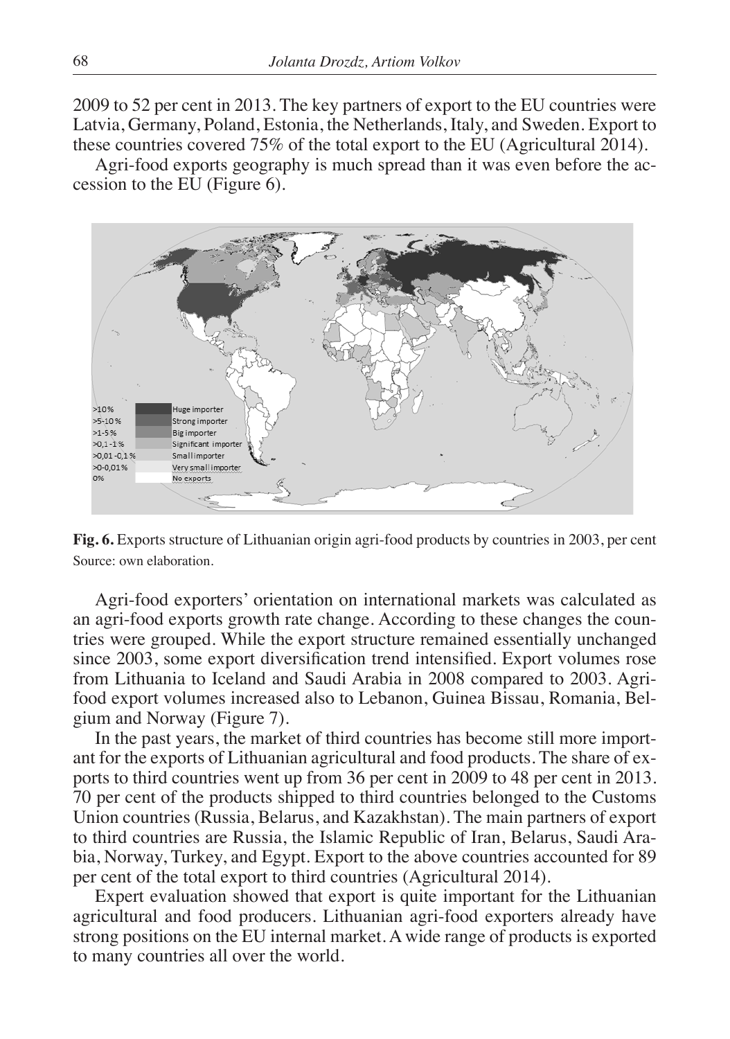2009 to 52 per cent in 2013. The key partners of export to the EU countries were Latvia, Germany, Poland, Estonia, the Netherlands, Italy, and Sweden. Export to these countries covered 75% of the total export to the EU (Agricultural 2014).

Agri-food exports geography is much spread than it was even before the accession to the EU (Figure 6).

**Fig. 6.** Exports structure of Lithuanian origin agri-food products by countries in 2003, per cent
Source: own elaboration.

Agri-food exporters' orientation on international markets was calculated as an agri-food exports growth rate change. According to these changes the countries were grouped. While the export structure remained essentially unchanged since 2003, some export diversification trend intensified. Export volumes rose from Lithuania to Iceland and Saudi Arabia in 2008 compared to 2003. Agri-food export volumes increased also to Lebanon, Guinea Bissau, Romania, Belgium and Norway (Figure 7).

In the past years, the market of third countries has become still more important for the exports of Lithuanian agricultural and food products. The share of exports to third countries went up from 36 per cent in 2009 to 48 per cent in 2013. 70 per cent of the products shipped to third countries belonged to the Customs Union countries (Russia, Belarus, and Kazakhstan). The main partners of export to third countries are Russia, the Islamic Republic of Iran, Belarus, Saudi Arabia, Norway, Turkey, and Egypt. Export to the above countries accounted for 89 per cent of the total export to third countries (Agricultural 2014).

Expert evaluation showed that export is quite important for the Lithuanian agricultural and food producers. Lithuanian agri-food exporters already have strong positions on the EU internal market. A wide range of products is exported to many countries all over the world.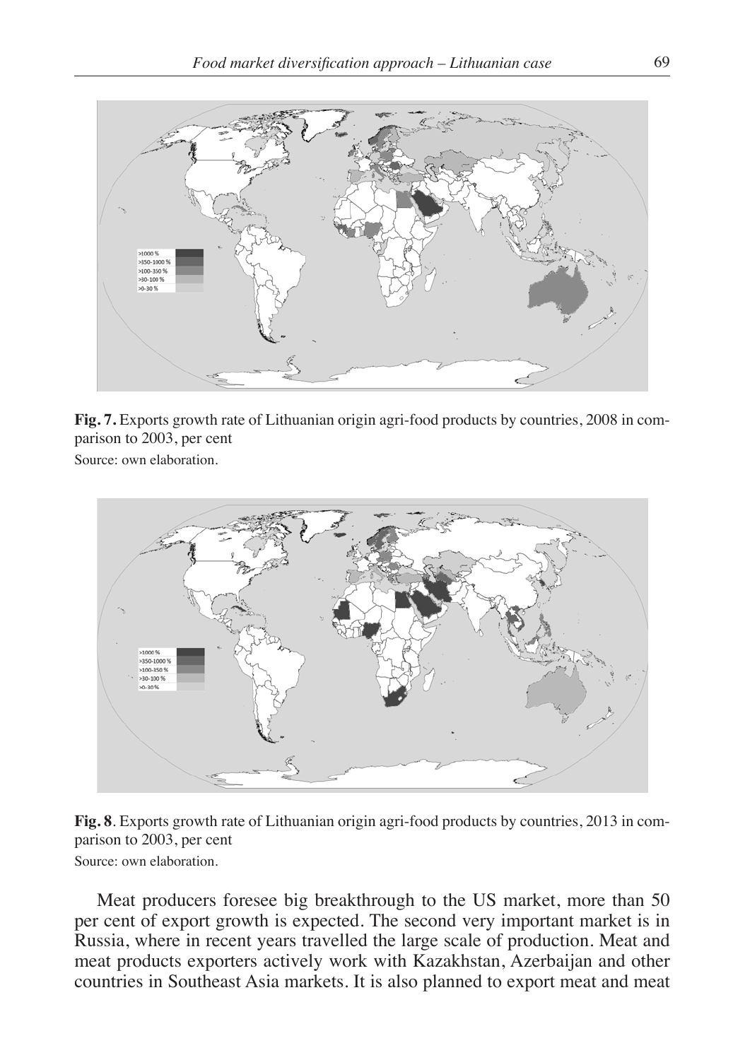**Fig. 7.** Exports growth rate of Lithuanian origin agri-food products by countries, 2008 in comparison to 2003, per cent

Source: own elaboration.

**Fig. 8**. Exports growth rate of Lithuanian origin agri-food products by countries, 2013 in comparison to 2003, per cent

Source: own elaboration.

Meat producers foresee big breakthrough to the US market, more than 50 per cent of export growth is expected. The second very important market is in Russia, where in recent years travelled the large scale of production. Meat and meat products exporters actively work with Kazakhstan, Azerbaijan and other countries in Southeast Asia markets. It is also planned to export meat and meat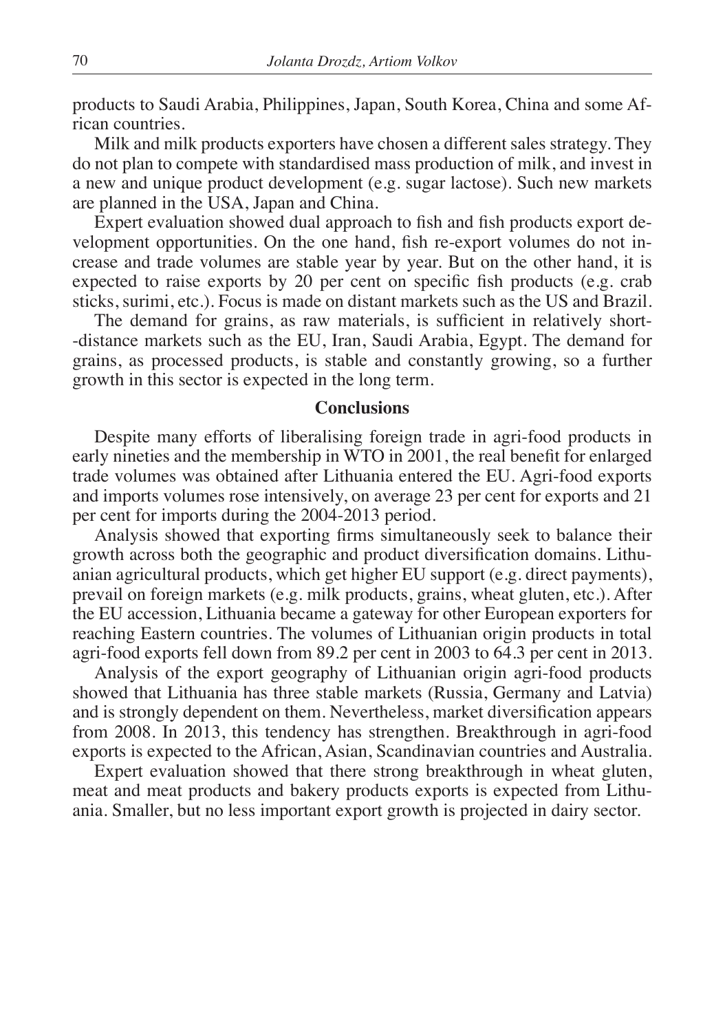products to Saudi Arabia, Philippines, Japan, South Korea, China and some African countries.

Milk and milk products exporters have chosen a different sales strategy. They do not plan to compete with standardised mass production of milk, and invest in a new and unique product development (e.g. sugar lactose). Such new markets are planned in the USA, Japan and China.

Expert evaluation showed dual approach to fish and fish products export development opportunities. On the one hand, fish re-export volumes do not increase and trade volumes are stable year by year. But on the other hand, it is expected to raise exports by 20 per cent on specific fish products (e.g. crab sticks, surimi, etc.). Focus is made on distant markets such as the US and Brazil.

The demand for grains, as raw materials, is sufficient in relatively short--distance markets such as the EU, Iran, Saudi Arabia, Egypt. The demand for grains, as processed products, is stable and constantly growing, so a further growth in this sector is expected in the long term.

## Conclusions

Despite many efforts of liberalising foreign trade in agri-food products in early nineties and the membership in WTO in 2001, the real benefit for enlarged trade volumes was obtained after Lithuania entered the EU. Agri-food exports and imports volumes rose intensively, on average 23 per cent for exports and 21 per cent for imports during the 2004-2013 period.

Analysis showed that exporting firms simultaneously seek to balance their growth across both the geographic and product diversification domains. Lithuanian agricultural products, which get higher EU support (e.g. direct payments), prevail on foreign markets (e.g. milk products, grains, wheat gluten, etc.). After the EU accession, Lithuania became a gateway for other European exporters for reaching Eastern countries. The volumes of Lithuanian origin products in total agri-food exports fell down from 89.2 per cent in 2003 to 64.3 per cent in 2013.

Analysis of the export geography of Lithuanian origin agri-food products showed that Lithuania has three stable markets (Russia, Germany and Latvia) and is strongly dependent on them. Nevertheless, market diversification appears from 2008. In 2013, this tendency has strengthen. Breakthrough in agri-food exports is expected to the African, Asian, Scandinavian countries and Australia.

Expert evaluation showed that there strong breakthrough in wheat gluten, meat and meat products and bakery products exports is expected from Lithuania. Smaller, but no less important export growth is projected in dairy sector.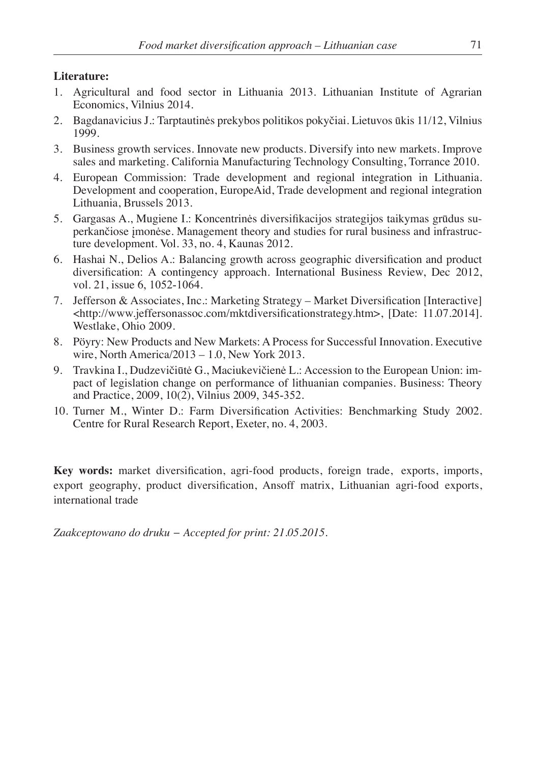**Literature:**

1. Agricultural and food sector in Lithuania 2013. Lithuanian Institute of Agrarian Economics, Vilnius 2014.
2. Bagdanavicius J.: Tarptautinės prekybos politikos pokyčiai. Lietuvos ūkis 11/12, Vilnius 1999.
3. Business growth services. Innovate new products. Diversify into new markets. Improve sales and marketing. California Manufacturing Technology Consulting, Torrance 2010.
4. European Commission: Trade development and regional integration in Lithuania. Development and cooperation, EuropeAid, Trade development and regional integration Lithuania, Brussels 2013.
5. Gargasas A., Mugiene I.: Koncentrinės diversifikacijos strategijos taikymas grūdus superkančiose įmonėse. Management theory and studies for rural business and infrastructure development. Vol. 33, no. 4, Kaunas 2012.
6. Hashai N., Delios A.: Balancing growth across geographic diversification and product diversification: A contingency approach. International Business Review, Dec 2012, vol. 21, issue 6, 1052-1064.
7. Jefferson & Associates, Inc.: Marketing Strategy – Market Diversification [Interactive] <http://www.jeffersonassoc.com/mktdiversificationstrategy.htm>, [Date: 11.07.2014]. Westlake, Ohio 2009.
8. Pöyry: New Products and New Markets: A Process for Successful Innovation. Executive wire, North America/2013 – 1.0, New York 2013.
9. Travkina I., Dudzevičiūtė G., Maciukevičienė L.: Accession to the European Union: impact of legislation change on performance of lithuanian companies. Business: Theory and Practice, 2009, 10(2), Vilnius 2009, 345-352.
10. Turner M., Winter D.: Farm Diversification Activities: Benchmarking Study 2002. Centre for Rural Research Report, Exeter, no. 4, 2003.

**Key words:** market diversification, agri-food products, foreign trade, exports, imports, export geography, product diversification, Ansoff matrix, Lithuanian agri-food exports, international trade

*Zaakceptowano do druku – Accepted for print: 21.05.2015.*